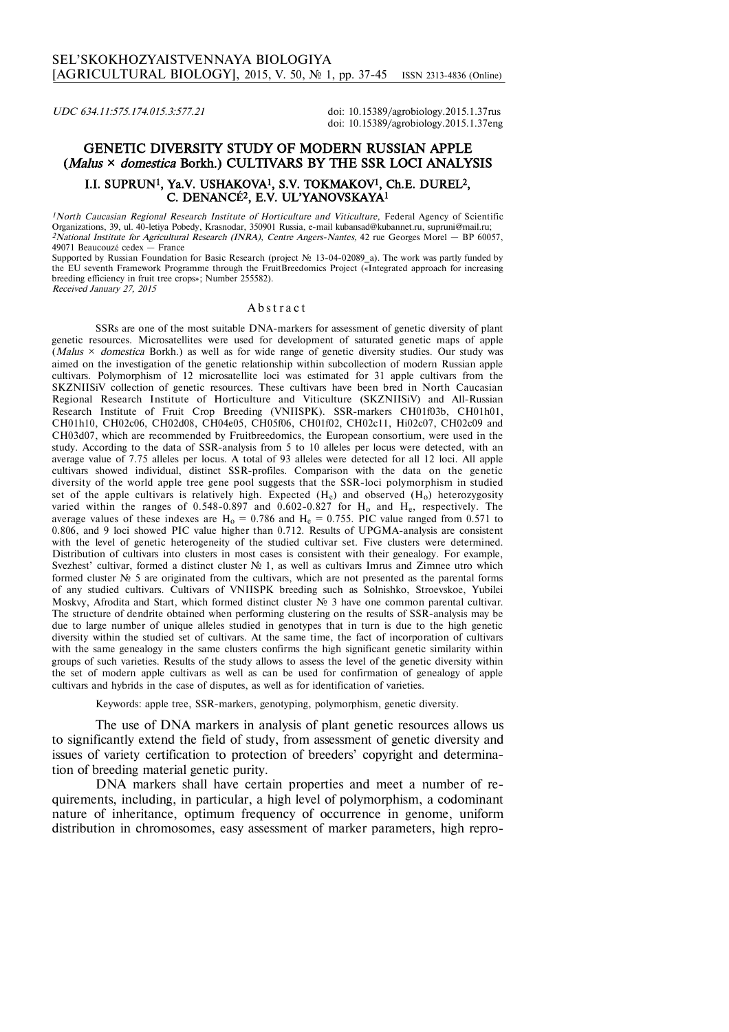SEL'SKOKHOZYAISTVENNAYA BIOLOGIYA
[AGRICULTURAL BIOLOGY], 2015, V. 50, № 1, pp. 37-45 ISSN 2313-4836 (Online)

*UDC 634.11:575.174.015.3:577.21*

doi: 10.15389/agrobiology.2015.1.37rus
doi: 10.15389/agrobiology.2015.1.37eng

# GENETIC DIVERSITY STUDY OF MODERN RUSSIAN APPLE (*Malus × domestica* Borkh.) CULTIVARS BY THE SSR LOCI ANALYSIS

**I.I. SUPRUN[1], Ya.V. USHAKOVA[1], S.V. TOKMAKOV[1], Ch.E. DUREL[2], C. DENANCÉ[2], E.V. UL'YANOVSKAYA[1]**

[1]*North Caucasian Regional Research Institute of Horticulture and Viticulture,* Federal Agency of Scientific Organizations, 39, ul. 40-letiya Pobedy, Krasnodar, 350901 Russia, e-mail kubansad@kubannet.ru, supruni@mail.ru;
[2]*National Institute for Agricultural Research (INRA), Centre Angers-Nantes,* 42 rue Georges Morel — BP 60057, 49071 Beaucouzé cedex — France

Supported by Russian Foundation for Basic Research (project № 13-04-02089_a). The work was partly funded by the EU seventh Framework Programme through the FruitBreedomics Project («Integrated approach for increasing breeding efficiency in fruit tree crops»; Number 255582).

*Received January 27, 2015*

## Abstract

SSRs are one of the most suitable DNA-markers for assessment of genetic diversity of plant genetic resources. Microsatellites were used for development of saturated genetic maps of apple (*Malus × domestica* Borkh.) as well as for wide range of genetic diversity studies. Our study was aimed on the investigation of the genetic relationship within subcollection of modern Russian apple cultivars. Polymorphism of 12 microsatellite loci was estimated for 31 apple cultivars from the SKZNIISiV collection of genetic resources. These cultivars have been bred in North Caucasian Regional Research Institute of Horticulture and Viticulture (SKZNIISiV) and All-Russian Research Institute of Fruit Crop Breeding (VNIISPK). SSR-markers CH01f03b, CH01h01, CH01h10, CH02c06, CH02d08, CH04e05, CH05f06, CH01f02, CH02c11, Hi02c07, CH02c09 and CH03d07, which are recommended by Fruitbreedomics, the European consortium, were used in the study. According to the data of SSR-analysis from 5 to 10 alleles per locus were detected, with an average value of 7.75 alleles per locus. A total of 93 alleles were detected for all 12 loci. All apple cultivars showed individual, distinct SSR-profiles. Comparison with the data on the genetic diversity of the world apple tree gene pool suggests that the SSR-loci polymorphism in studied set of the apple cultivars is relatively high. Expected ($H_e$) and observed ($H_o$) heterozygosity varied within the ranges of 0.548-0.897 and 0.602-0.827 for $H_o$ and $H_e$, respectively. The average values of these indexes are $H_o$ = 0.786 and $H_e$ = 0.755. PIC value ranged from 0.571 to 0.806, and 9 loci showed PIC value higher than 0.712. Results of UPGMA-analysis are consistent with the level of genetic heterogeneity of the studied cultivar set. Five clusters were determined. Distribution of cultivars into clusters in most cases is consistent with their genealogy. For example, Svezhest' cultivar, formed a distinct cluster № 1, as well as cultivars Imrus and Zimnee utro which formed cluster № 5 are originated from the cultivars, which are not presented as the parental forms of any studied cultivars. Cultivars of VNIISPK breeding such as Solnishko, Stroevskoe, Yubilei Moskvy, Afrodita and Start, which formed distinct cluster № 3 have one common parental cultivar. The structure of dendrite obtained when performing clustering on the results of SSR-analysis may be due to large number of unique alleles studied in genotypes that in turn is due to the high genetic diversity within the studied set of cultivars. At the same time, the fact of incorporation of cultivars with the same genealogy in the same clusters confirms the high significant genetic similarity within groups of such varieties. Results of the study allows to assess the level of the genetic diversity within the set of modern apple cultivars as well as can be used for confirmation of genealogy of apple cultivars and hybrids in the case of disputes, as well as for identification of varieties.

Keywords: apple tree, SSR-markers, genotyping, polymorphism, genetic diversity.

The use of DNA markers in analysis of plant genetic resources allows us to significantly extend the field of study, from assessment of genetic diversity and issues of variety certification to protection of breeders' copyright and determination of breeding material genetic purity.

DNA markers shall have certain properties and meet a number of requirements, including, in particular, a high level of polymorphism, a codominant nature of inheritance, optimum frequency of occurrence in genome, uniform distribution in chromosomes, easy assessment of marker parameters, high repro-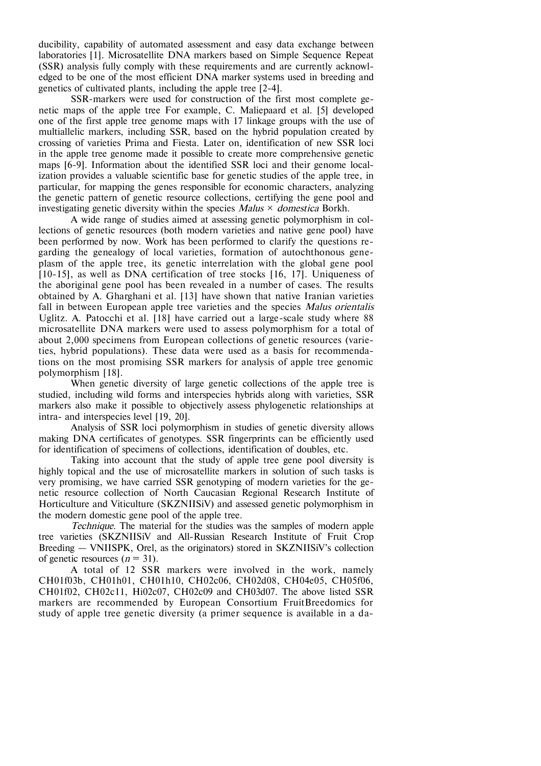ducibility, capability of automated assessment and easy data exchange between laboratories [1]. Microsatellite DNA markers based on Simple Sequence Repeat (SSR) analysis fully comply with these requirements and are currently acknowledged to be one of the most efficient DNA marker systems used in breeding and genetics of cultivated plants, including the apple tree [2-4].

SSR-markers were used for construction of the first most complete genetic maps of the apple tree For example, C. Maliepaard et al. [5] developed one of the first apple tree genome maps with 17 linkage groups with the use of multiallelic markers, including SSR, based on the hybrid population created by crossing of varieties Prima and Fiesta. Later on, identification of new SSR loci in the apple tree genome made it possible to create more comprehensive genetic maps [6-9]. Information about the identified SSR loci and their genome localization provides a valuable scientific base for genetic studies of the apple tree, in particular, for mapping the genes responsible for economic characters, analyzing the genetic pattern of genetic resource collections, certifying the gene pool and investigating genetic diversity within the species *Malus × domestica* Borkh.

A wide range of studies aimed at assessing genetic polymorphism in collections of genetic resources (both modern varieties and native gene pool) have been performed by now. Work has been performed to clarify the questions regarding the genealogy of local varieties, formation of autochthonous geneplasm of the apple tree, its genetic interrelation with the global gene pool [10-15], as well as DNA certification of tree stocks [16, 17]. Uniqueness of the aboriginal gene pool has been revealed in a number of cases. The results obtained by A. Gharghani et al. [13] have shown that native Iranian varieties fall in between European apple tree varieties and the species *Malus orientalis* Uglitz. A. Patocchi et al. [18] have carried out a large-scale study where 88 microsatellite DNA markers were used to assess polymorphism for a total of about 2,000 specimens from European collections of genetic resources (varieties, hybrid populations). These data were used as a basis for recommendations on the most promising SSR markers for analysis of apple tree genomic polymorphism [18].

When genetic diversity of large genetic collections of the apple tree is studied, including wild forms and interspecies hybrids along with varieties, SSR markers also make it possible to objectively assess phylogenetic relationships at intra- and interspecies level [19, 20].

Analysis of SSR loci polymorphism in studies of genetic diversity allows making DNA certificates of genotypes. SSR fingerprints can be efficiently used for identification of specimens of collections, identification of doubles, etc.

Taking into account that the study of apple tree gene pool diversity is highly topical and the use of microsatellite markers in solution of such tasks is very promising, we have carried SSR genotyping of modern varieties for the genetic resource collection of North Caucasian Regional Research Institute of Horticulture and Viticulture (SKZNIISiV) and assessed genetic polymorphism in the modern domestic gene pool of the apple tree.

*Technique.* The material for the studies was the samples of modern apple tree varieties (SKZNIISiV and All-Russian Research Institute of Fruit Crop Breeding — VNIISPK, Orel, as the originators) stored in SKZNIISiV's collection of genetic resources ($n = 31$).

A total of 12 SSR markers were involved in the work, namely CH01f03b, CH01h01, CH01h10, CH02c06, CH02d08, CH04e05, CH05f06, CH01f02, CH02c11, Hi02c07, CH02c09 and CH03d07. The above listed SSR markers are recommended by European Consortium FruitBreedomics for study of apple tree genetic diversity (a primer sequence is available in a da-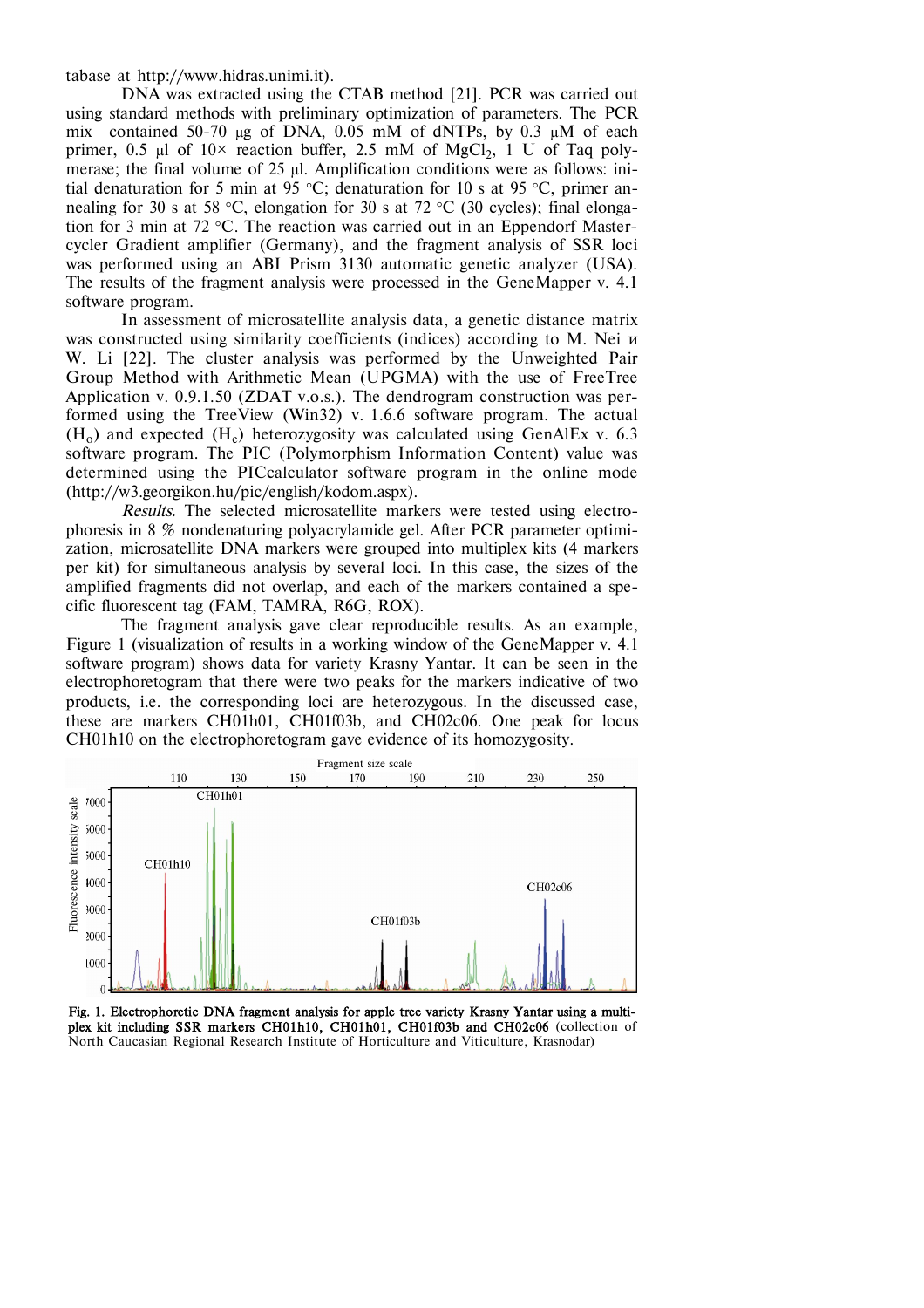tabase at http://www.hidras.unimi.it).

DNA was extracted using the CTAB method [21]. PCR was carried out using standard methods with preliminary optimization of parameters. The PCR mix contained 50-70 μg of DNA, 0.05 mM of dNTPs, by 0.3 μM of each primer, 0.5 μl of 10× reaction buffer, 2.5 mM of $MgCl_2$, 1 U of Taq polymerase; the final volume of 25 μl. Amplification conditions were as follows: initial denaturation for 5 min at 95 °C; denaturation for 10 s at 95 °C, primer annealing for 30 s at 58 °C, elongation for 30 s at 72 °C (30 cycles); final elongation for 3 min at 72 °C. The reaction was carried out in an Eppendorf Mastercycler Gradient amplifier (Germany), and the fragment analysis of SSR loci was performed using an ABI Prism 3130 automatic genetic analyzer (USA). The results of the fragment analysis were processed in the GeneMapper v. 4.1 software program.

In assessment of microsatellite analysis data, a genetic distance matrix was constructed using similarity coefficients (indices) according to M. Nei и W. Li [22]. The cluster analysis was performed by the Unweighted Pair Group Method with Arithmetic Mean (UPGMA) with the use of FreeTree Application v. 0.9.1.50 (ZDAT v.o.s.). The dendrogram construction was performed using the TreeView (Win32) v. 1.6.6 software program. The actual ($H_o$) and expected ($H_e$) heterozygosity was calculated using GenAlEx v. 6.3 software program. The PIC (Polymorphism Information Content) value was determined using the PICcalculator software program in the online mode (http://w3.georgikon.hu/pic/english/kodom.aspx).

*Results.* The selected microsatellite markers were tested using electrophoresis in 8 % nondenaturing polyacrylamide gel. After PCR parameter optimization, microsatellite DNA markers were grouped into multiplex kits (4 markers per kit) for simultaneous analysis by several loci. In this case, the sizes of the amplified fragments did not overlap, and each of the markers contained a specific fluorescent tag (FAM, TAMRA, R6G, ROX).

The fragment analysis gave clear reproducible results. As an example, Figure 1 (visualization of results in a working window of the GeneMapper v. 4.1 software program) shows data for variety Krasny Yantar. It can be seen in the electrophoretogram that there were two peaks for the markers indicative of two products, i.e. the corresponding loci are heterozygous. In the discussed case, these are markers CH01h01, CH01f03b, and CH02c06. One peak for locus CH01h10 on the electrophoretogram gave evidence of its homozygosity.

Fragment size scale
110 130 150 170 190 210 230 250
Fluorescence intensity scale
7000 6000 5000 4000 3000 2000 1000 0
CH01h01
CH01h10
CH02c06
CH01f03b

**Fig. 1. Electrophoretic DNA fragment analysis for apple tree variety Krasny Yantar using a multiplex kit including SSR markers CH01h10, CH01h01, CH01f03b and CH02c06** (collection of North Caucasian Regional Research Institute of Horticulture and Viticulture, Krasnodar)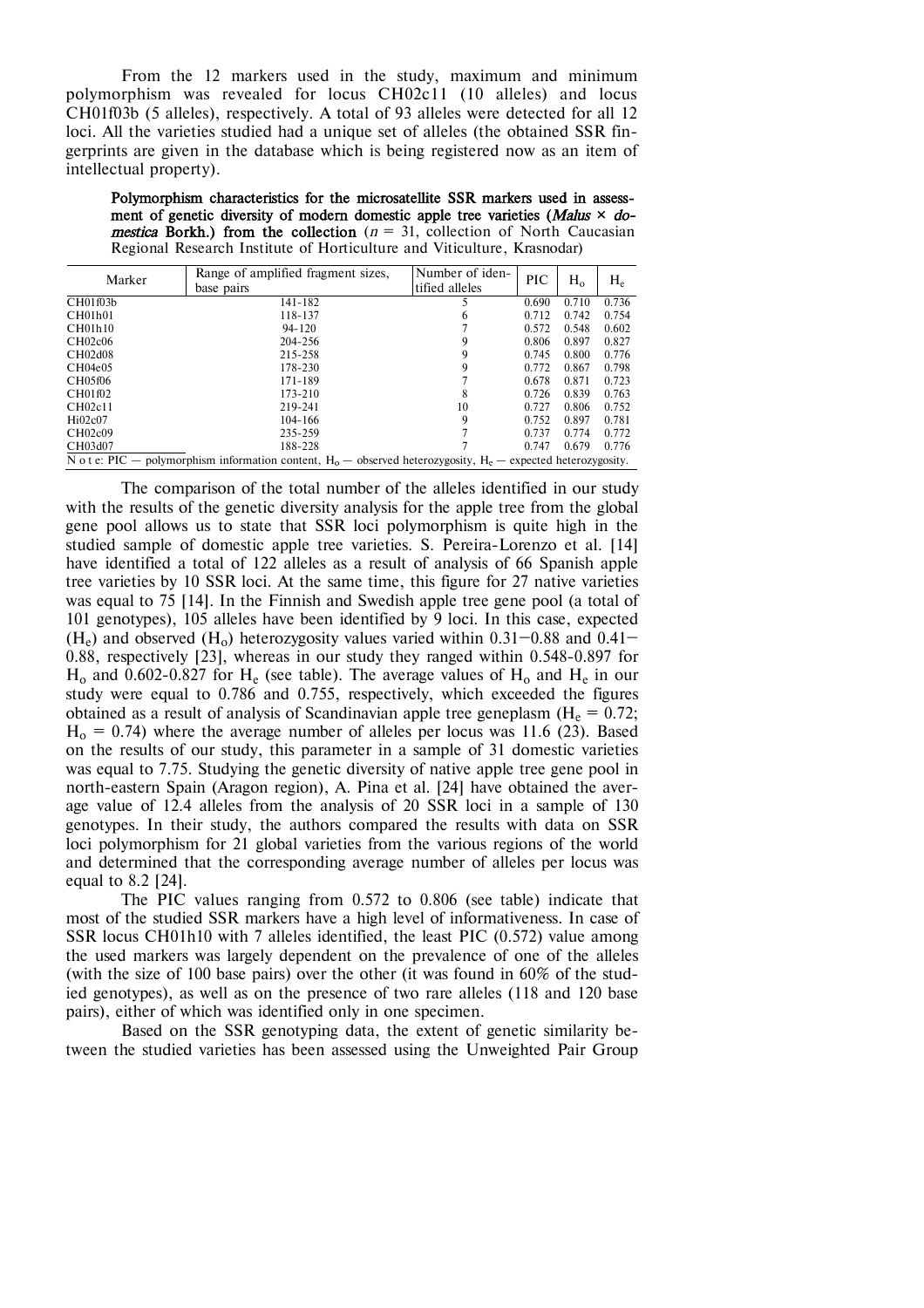From the 12 markers used in the study, maximum and minimum polymorphism was revealed for locus CH02c11 (10 alleles) and locus CH01f03b (5 alleles), respectively. A total of 93 alleles were detected for all 12 loci. All the varieties studied had a unique set of alleles (the obtained SSR fingerprints are given in the database which is being registered now as an item of intellectual property).

**Polymorphism characteristics for the microsatellite SSR markers used in assessment of genetic diversity of modern domestic apple tree varieties (*Malus × domestica* Borkh.) from the collection** ($n$ = 31, collection of North Caucasian Regional Research Institute of Horticulture and Viticulture, Krasnodar)

| Marker | Range of amplified fragment sizes, base pairs | Number of identified alleles | PIC | $H_o$ | $H_e$ |
|---|---|---|---|---|---|
| CH01f03b | 141-182 | 5 | 0.690 | 0.710 | 0.736 |
| CH01h01 | 118-137 | 6 | 0.712 | 0.742 | 0.754 |
| CH01h10 | 94-120 | 7 | 0.572 | 0.548 | 0.602 |
| CH02c06 | 204-256 | 9 | 0.806 | 0.897 | 0.827 |
| CH02d08 | 215-258 | 9 | 0.745 | 0.800 | 0.776 |
| CH04e05 | 178-230 | 9 | 0.772 | 0.867 | 0.798 |
| CH05f06 | 171-189 | 7 | 0.678 | 0.871 | 0.723 |
| CH01f02 | 173-210 | 8 | 0.726 | 0.839 | 0.763 |
| CH02c11 | 219-241 | 10 | 0.727 | 0.806 | 0.752 |
| Hi02c07 | 104-166 | 9 | 0.752 | 0.897 | 0.781 |
| CH02c09 | 235-259 | 7 | 0.737 | 0.774 | 0.772 |
| CH03d07 | 188-228 | 7 | 0.747 | 0.679 | 0.776 |

Note: PIC — polymorphism information content, $H_o$ — observed heterozygosity, $H_e$ — expected heterozygosity.

The comparison of the total number of the alleles identified in our study with the results of the genetic diversity analysis for the apple tree from the global gene pool allows us to state that SSR loci polymorphism is quite high in the studied sample of domestic apple tree varieties. S. Pereira-Lorenzo et al. [14] have identified a total of 122 alleles as a result of analysis of 66 Spanish apple tree varieties by 10 SSR loci. At the same time, this figure for 27 native varieties was equal to 75 [14]. In the Finnish and Swedish apple tree gene pool (a total of 101 genotypes), 105 alleles have been identified by 9 loci. In this case, expected ($H_e$) and observed ($H_o$) heterozygosity values varied within 0.31–0.88 and 0.41–0.88, respectively [23], whereas in our study they ranged within 0.548-0.897 for $H_o$ and 0.602-0.827 for $H_e$ (see table). The average values of $H_o$ and $H_e$ in our study were equal to 0.786 and 0.755, respectively, which exceeded the figures obtained as a result of analysis of Scandinavian apple tree geneplasm ($H_e$ = 0.72; $H_o$ = 0.74) where the average number of alleles per locus was 11.6 (23). Based on the results of our study, this parameter in a sample of 31 domestic varieties was equal to 7.75. Studying the genetic diversity of native apple tree gene pool in north-eastern Spain (Aragon region), A. Pina et al. [24] have obtained the average value of 12.4 alleles from the analysis of 20 SSR loci in a sample of 130 genotypes. In their study, the authors compared the results with data on SSR loci polymorphism for 21 global varieties from the various regions of the world and determined that the corresponding average number of alleles per locus was equal to 8.2 [24].

The PIC values ranging from 0.572 to 0.806 (see table) indicate that most of the studied SSR markers have a high level of informativeness. In case of SSR locus CH01h10 with 7 alleles identified, the least PIC (0.572) value among the used markers was largely dependent on the prevalence of one of the alleles (with the size of 100 base pairs) over the other (it was found in 60% of the studied genotypes), as well as on the presence of two rare alleles (118 and 120 base pairs), either of which was identified only in one specimen.

Based on the SSR genotyping data, the extent of genetic similarity between the studied varieties has been assessed using the Unweighted Pair Group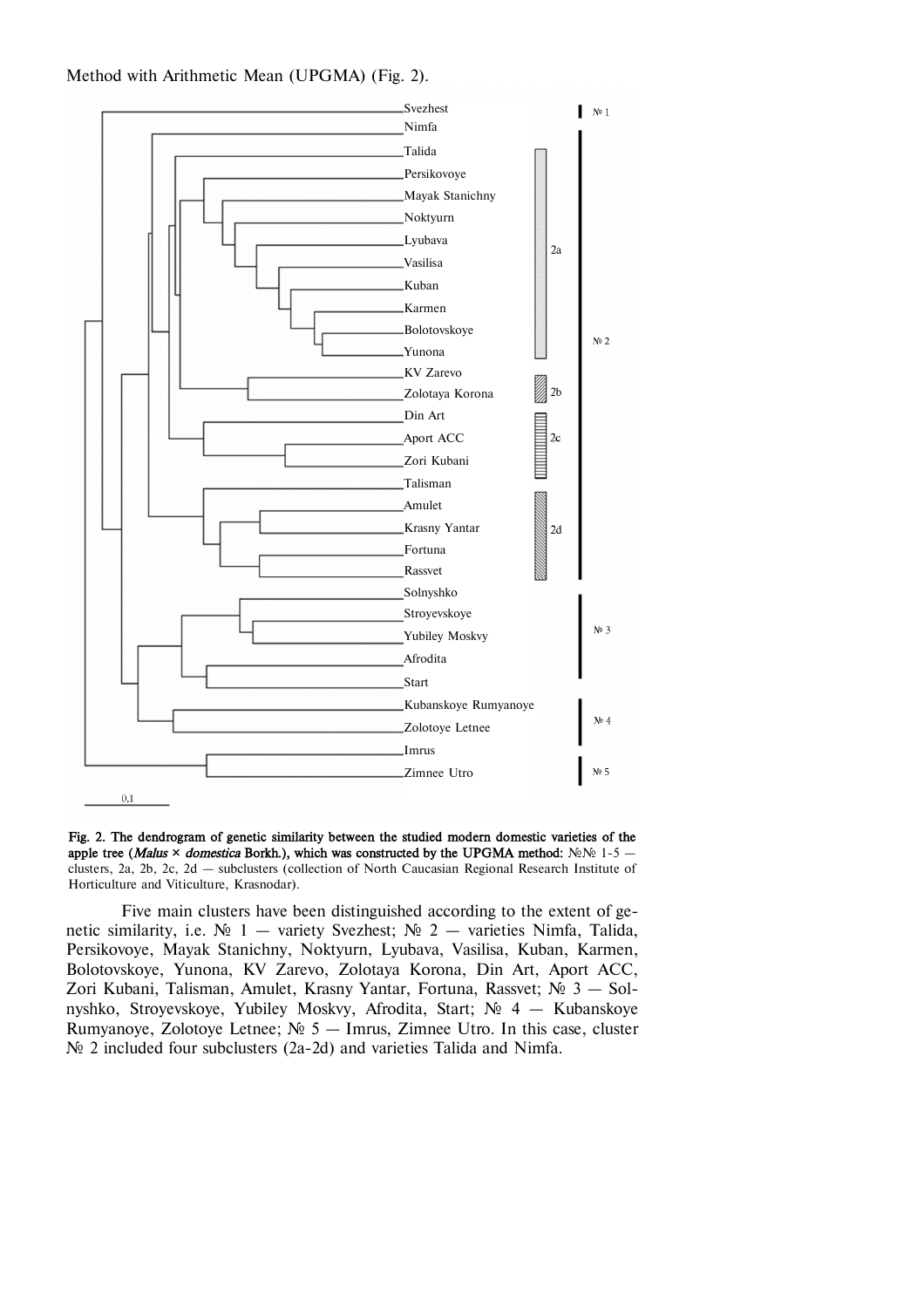Method with Arithmetic Mean (UPGMA) (Fig. 2).

Svezhest
Nimfa
Talida
Persikovoye
Mayak Stanichny
Noktyurn
Lyubava
Vasilisa
Kuban
Karmen
Bolotovskoye
Yunona
KV Zarevo
Zolotaya Korona
Din Art
Aport ACC
Zori Kubani
Talisman
Amulet
Krasny Yantar
Fortuna
Rassvet
Solnyshko
Stroyevskoye
Yubiley Moskvy
Afrodita
Start
Kubanskoye Rumyanoye
Zolotoye Letnee
Imrus
Zimnee Utro

2a
2b
2c
2d

№ 1
№ 2
№ 3
№ 4
№ 5

0,1

**Fig. 2. The dendrogram of genetic similarity between the studied modern domestic varieties of the apple tree (*Malus × domestica* Borkh.), which was constructed by the UPGMA method:** №№ 1-5 — clusters, 2a, 2b, 2c, 2d — subclusters (collection of North Caucasian Regional Research Institute of Horticulture and Viticulture, Krasnodar).

Five main clusters have been distinguished according to the extent of genetic similarity, i.e. № 1 — variety Svezhest; № 2 — varieties Nimfa, Talida, Persikovoye, Mayak Stanichny, Noktyurn, Lyubava, Vasilisa, Kuban, Karmen, Bolotovskoye, Yunona, KV Zarevo, Zolotaya Korona, Din Art, Aport ACC, Zori Kubani, Talisman, Amulet, Krasny Yantar, Fortuna, Rassvet; № 3 — Solnyshko, Stroyevskoye, Yubiley Moskvy, Afrodita, Start; № 4 — Kubanskoye Rumyanoye, Zolotoye Letnee; № 5 — Imrus, Zimnee Utro. In this case, cluster № 2 included four subclusters (2a-2d) and varieties Talida and Nimfa.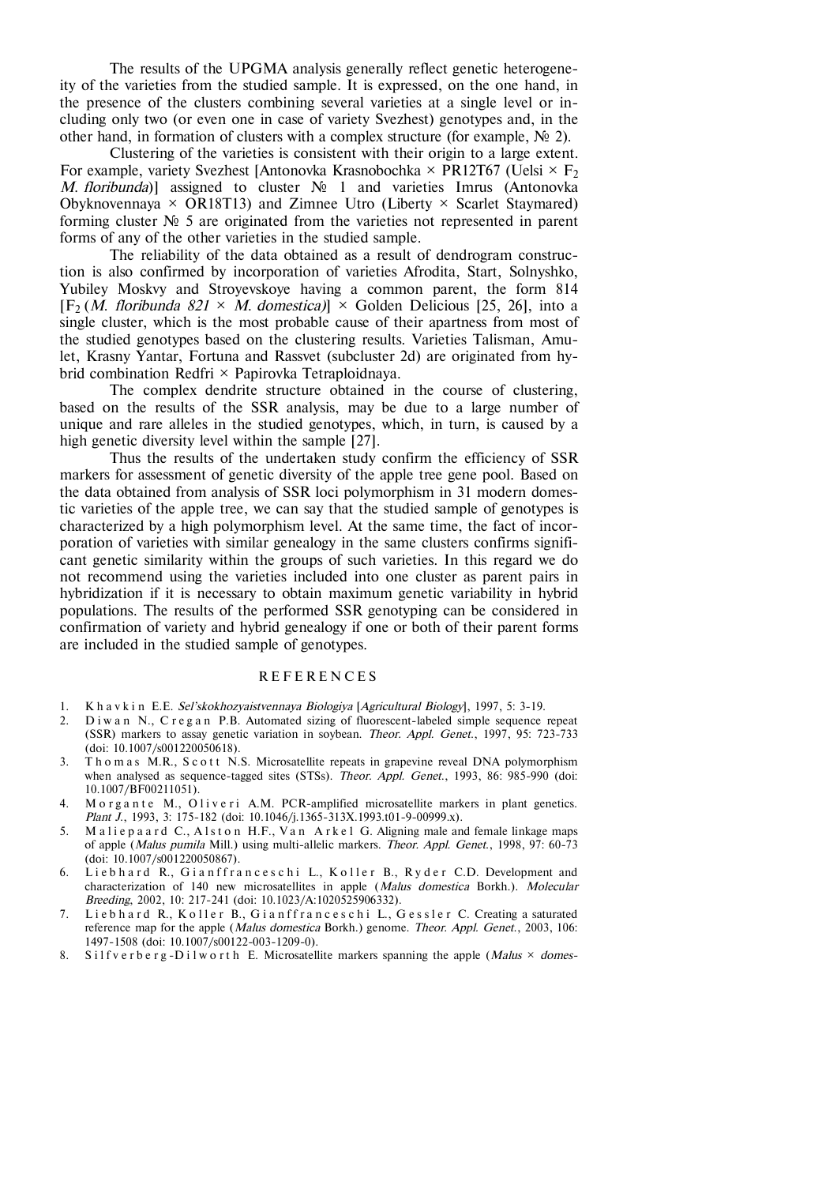The results of the UPGMA analysis generally reflect genetic heterogeneity of the varieties from the studied sample. It is expressed, on the one hand, in the presence of the clusters combining several varieties at a single level or including only two (or even one in case of variety Svezhest) genotypes and, in the other hand, in formation of clusters with a complex structure (for example, № 2).

Clustering of the varieties is consistent with their origin to a large extent. For example, variety Svezhest [Antonovka Krasnobochka × PR12T67 (Uelsi × $F_2$ *M. floribunda*)] assigned to cluster № 1 and varieties Imrus (Antonovka Obyknovennaya × OR18T13) and Zimnee Utro (Liberty × Scarlet Staymared) forming cluster № 5 are originated from the varieties not represented in parent forms of any of the other varieties in the studied sample.

The reliability of the data obtained as a result of dendrogram construction is also confirmed by incorporation of varieties Afrodita, Start, Solnyshko, Yubiley Moskvy and Stroyevskoye having a common parent, the form 814 [$F_2$ (*M. floribunda 821 × M. domestica*)] × Golden Delicious [25, 26], into a single cluster, which is the most probable cause of their apartness from most of the studied genotypes based on the clustering results. Varieties Talisman, Amulet, Krasny Yantar, Fortuna and Rassvet (subcluster 2d) are originated from hybrid combination Redfri × Papirovka Tetraploidnaya.

The complex dendrite structure obtained in the course of clustering, based on the results of the SSR analysis, may be due to a large number of unique and rare alleles in the studied genotypes, which, in turn, is caused by a high genetic diversity level within the sample [27].

Thus the results of the undertaken study confirm the efficiency of SSR markers for assessment of genetic diversity of the apple tree gene pool. Based on the data obtained from analysis of SSR loci polymorphism in 31 modern domestic varieties of the apple tree, we can say that the studied sample of genotypes is characterized by a high polymorphism level. At the same time, the fact of incorporation of varieties with similar genealogy in the same clusters confirms significant genetic similarity within the groups of such varieties. In this regard we do not recommend using the varieties included into one cluster as parent pairs in hybridization if it is necessary to obtain maximum genetic variability in hybrid populations. The results of the performed SSR genotyping can be considered in confirmation of variety and hybrid genealogy if one or both of their parent forms are included in the studied sample of genotypes.

## REFERENCES

1. Khavkin E.E. *Sel'skokhozyaistvennaya Biologiya* [*Agricultural Biology*], 1997, 5: 3-19.
2. Diwan N., Cregan P.B. Automated sizing of fluorescent-labeled simple sequence repeat (SSR) markers to assay genetic variation in soybean. *Theor. Appl. Genet.*, 1997, 95: 723-733 (doi: 10.1007/s001220050618).
3. Thomas M.R., Scott N.S. Microsatellite repeats in grapevine reveal DNA polymorphism when analysed as sequence-tagged sites (STSs). *Theor. Appl. Genet.*, 1993, 86: 985-990 (doi: 10.1007/BF00211051).
4. Morgante M., Oliveri A.M. PCR-amplified microsatellite markers in plant genetics. *Plant J.*, 1993, 3: 175-182 (doi: 10.1046/j.1365-313X.1993.t01-9-00999.x).
5. Maliepaard C., Alston H.F., Van Arkel G. Aligning male and female linkage maps of apple (*Malus pumila* Mill.) using multi-allelic markers. *Theor. Appl. Genet.*, 1998, 97: 60-73 (doi: 10.1007/s001220050867).
6. Liebhard R., Gianfranceschi L., Koller B., Ryder C.D. Development and characterization of 140 new microsatellites in apple (*Malus domestica* Borkh.). *Molecular Breeding*, 2002, 10: 217-241 (doi: 10.1023/A:1020525906332).
7. Liebhard R., Koller B., Gianfranceschi L., Gessler C. Creating a saturated reference map for the apple (*Malus domestica* Borkh.) genome. *Theor. Appl. Genet.*, 2003, 106: 1497-1508 (doi: 10.1007/s00122-003-1209-0).
8. Silfverberg-Dilworth E. Microsatellite markers spanning the apple (*Malus × domes-*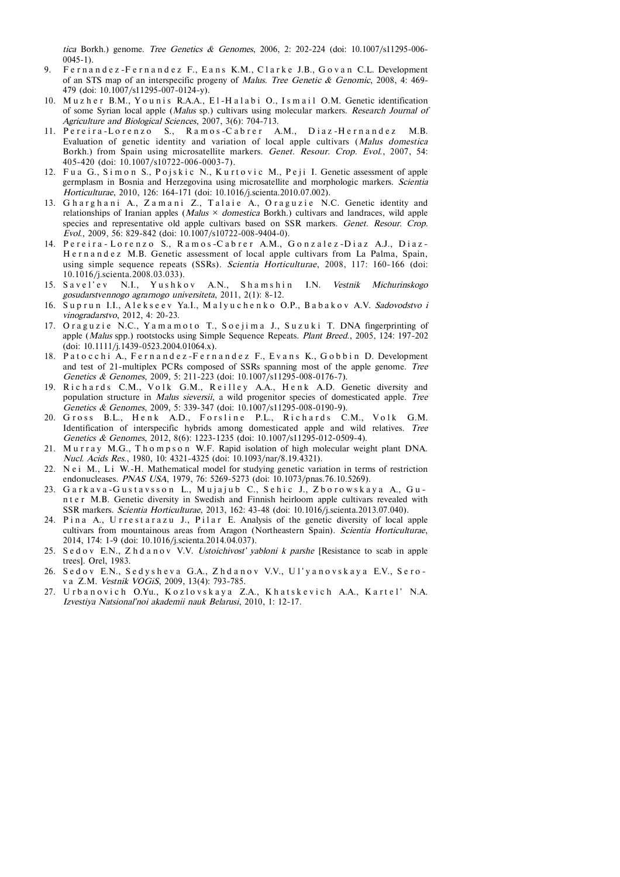*tica* Borkh.) genome. *Tree Genetics & Genomes*, 2006, 2: 202-224 (doi: 10.1007/s11295-006-0045-1).

9. Fernandez-Fernandez F., Eans K.M., Clarke J.B., Govan C.L. Development of an STS map of an interspecific progeny of *Malus*. *Tree Genetic & Genomic*, 2008, 4: 469-479 (doi: 10.1007/s11295-007-0124-y).
10. Muzher B.M., Younis R.A.A., El-Halabi O., Ismail O.M. Genetic identification of some Syrian local apple (*Malus* sp.) cultivars using molecular markers. *Research Journal of Agriculture and Biological Sciences*, 2007, 3(6): 704-713.
11. Pereira-Lorenzo S., Ramos-Cabrer A.M., Diaz-Hernandez M.B. Evaluation of genetic identity and variation of local apple cultivars (*Malus domestica* Borkh.) from Spain using microsatellite markers. *Genet. Resour. Crop. Evol.*, 2007, 54: 405-420 (doi: 10.1007/s10722-006-0003-7).
12. Fua G., Simon S., Pojskic N., Kurtovic M., Peji I. Genetic assessment of apple germplasm in Bosnia and Herzegovina using microsatellite and morphologic markers. *Scientia Horticulturae*, 2010, 126: 164-171 (doi: 10.1016/j.scienta.2010.07.002).
13. Gharghani A., Zamani Z., Talaie A., Oraguzie N.C. Genetic identity and relationships of Iranian apples (*Malus × domestica* Borkh.) cultivars and landraces, wild apple species and representative old apple cultivars based on SSR markers. *Genet. Resour. Crop. Evol.*, 2009, 56: 829-842 (doi: 10.1007/s10722-008-9404-0).
14. Pereira-Lorenzo S., Ramos-Cabrer A.M., Gonzalez-Diaz A.J., Diaz-Hernandez M.B. Genetic assessment of local apple cultivars from La Palma, Spain, using simple sequence repeats (SSRs). *Scientia Horticulturae*, 2008, 117: 160-166 (doi: 10.1016/j.scienta.2008.03.033).
15. Savel'ev N.I., Yushkov A.N., Shamshin I.N. *Vestnik Michurinskogo gosudarstvennogo agrarnogo universiteta*, 2011, 2(1): 8-12.
16. Suprun I.I., Alekseev Ya.I., Malyuchenko O.P., Babakov A.V. *Sadovodstvo i vinogradarstvo*, 2012, 4: 20-23.
17. Oraguzie N.C., Yamamoto T., Soejima J., Suzuki T. DNA fingerprinting of apple (*Malus* spp.) rootstocks using Simple Sequence Repeats. *Plant Breed.*, 2005, 124: 197-202 (doi: 10.1111/j.1439-0523.2004.01064.x).
18. Patocchi A., Fernandez-Fernandez F., Evans K., Gobbin D. Development and test of 21-multiplex PCRs composed of SSRs spanning most of the apple genome. *Tree Genetics & Genomes*, 2009, 5: 211-223 (doi: 10.1007/s11295-008-0176-7).
19. Richards C.M., Volk G.M., Reilley A.A., Henk A.D. Genetic diversity and population structure in *Malus sieversii*, a wild progenitor species of domesticated apple. *Tree Genetics & Genomes*, 2009, 5: 339-347 (doi: 10.1007/s11295-008-0190-9).
20. Gross B.L., Henk A.D., Forsline P.L., Richards C.M., Volk G.M. Identification of interspecific hybrids among domesticated apple and wild relatives. *Tree Genetics & Genomes*, 2012, 8(6): 1223-1235 (doi: 10.1007/s11295-012-0509-4).
21. Murray M.G., Thompson W.F. Rapid isolation of high molecular weight plant DNA. *Nucl. Acids Res.*, 1980, 10: 4321-4325 (doi: 10.1093/nar/8.19.4321).
22. Nei M., Li W.-H. Mathematical model for studying genetic variation in terms of restriction endonucleases. *PNAS USA*, 1979, 76: 5269-5273 (doi: 10.1073/pnas.76.10.5269).
23. Garkava-Gustavsson L., Mujajub C., Sehic J., Zborowskaya A., Gunter M.B. Genetic diversity in Swedish and Finnish heirloom apple cultivars revealed with SSR markers. *Scientia Horticulturae*, 2013, 162: 43-48 (doi: 10.1016/j.scienta.2013.07.040).
24. Pina A., Urrestarazu J., Pilar E. Analysis of the genetic diversity of local apple cultivars from mountainous areas from Aragon (Northeastern Spain). *Scientia Horticulturae*, 2014, 174: 1-9 (doi: 10.1016/j.scienta.2014.04.037).
25. Sedov E.N., Zhdanov V.V. *Ustoichivost' yabloni k parshe* [Resistance to scab in apple trees]. Orel, 1983.
26. Sedov E.N., Sedysheva G.A., Zhdanov V.V., Ul'yanovskaya E.V., Serova Z.M. *Vestnik VOGiS*, 2009, 13(4): 793-785.
27. Urbanovich O.Yu., Kozlovskaya Z.A., Khatskevich A.A., Kartel' N.A. *Izvestiya Natsional'noi akademii nauk Belarusi*, 2010, 1: 12-17.